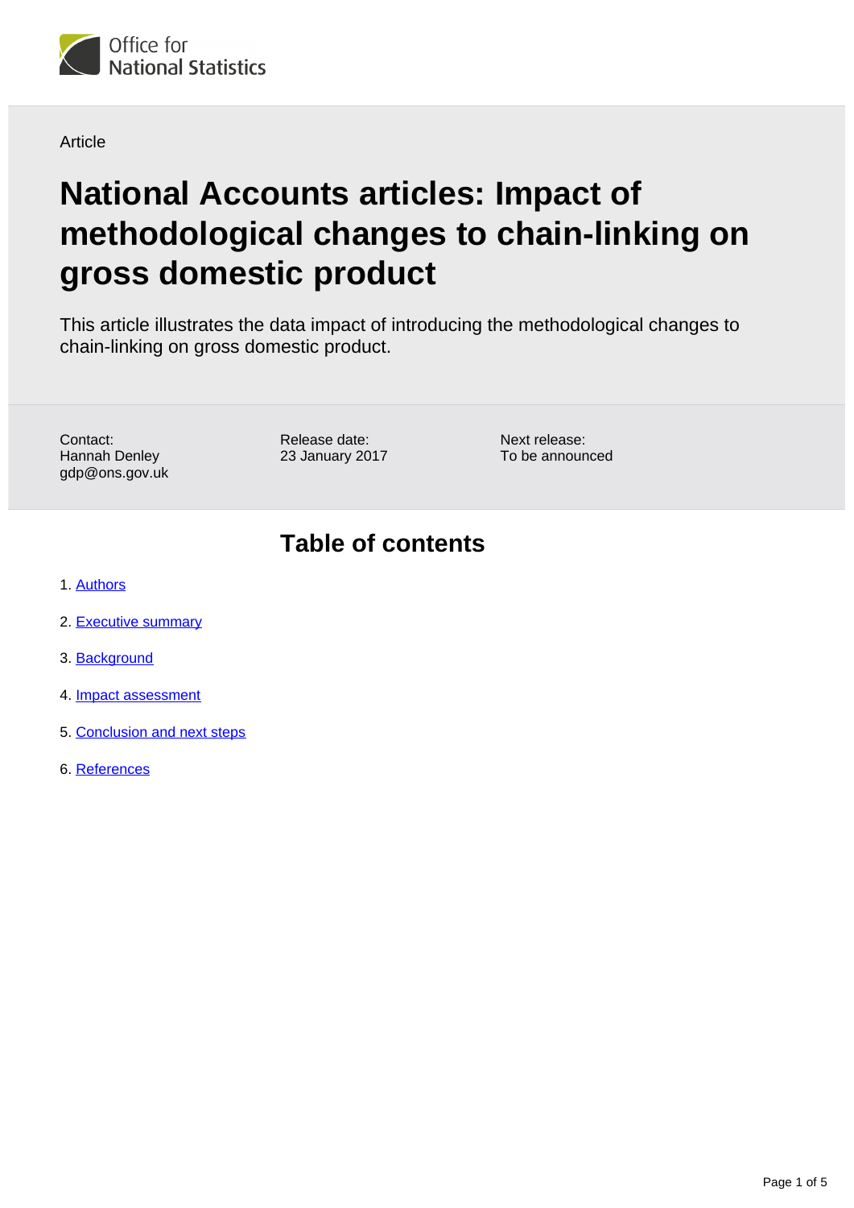Office for National Statistics

Article

# National Accounts articles: Impact of methodological changes to chain-linking on gross domestic product

This article illustrates the data impact of introducing the methodological changes to chain-linking on gross domestic product.

Contact:
Hannah Denley
gdp@ons.gov.uk

Release date:
23 January 2017

Next release:
To be announced

## Table of contents

1. Authors
2. Executive summary
3. Background
4. Impact assessment
5. Conclusion and next steps
6. References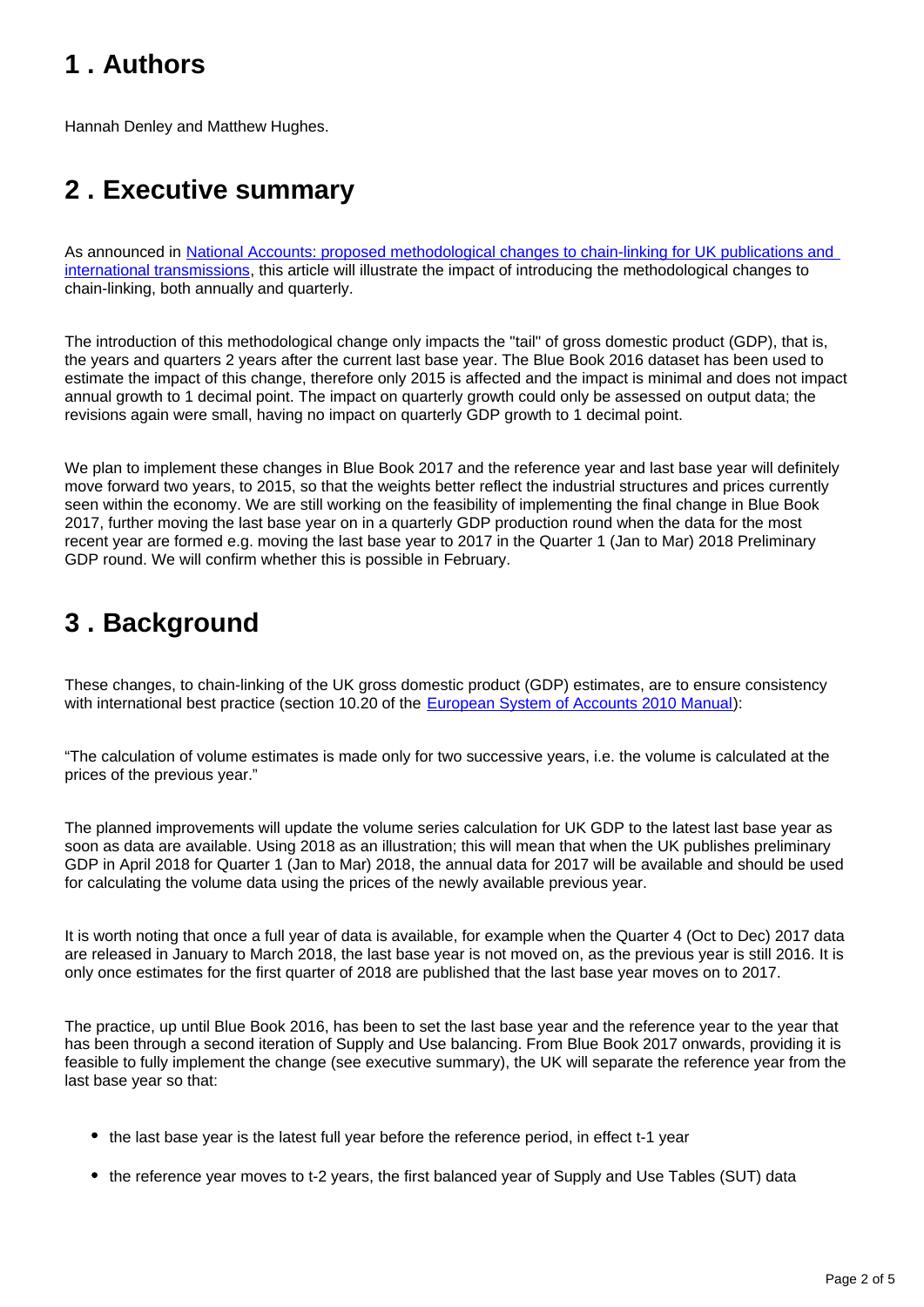## 1 . Authors

Hannah Denley and Matthew Hughes.

## 2 . Executive summary

As announced in [National Accounts: proposed methodological changes to chain-linking for UK publications and international transmissions](), this article will illustrate the impact of introducing the methodological changes to chain-linking, both annually and quarterly.

The introduction of this methodological change only impacts the "tail" of gross domestic product (GDP), that is, the years and quarters 2 years after the current last base year. The Blue Book 2016 dataset has been used to estimate the impact of this change, therefore only 2015 is affected and the impact is minimal and does not impact annual growth to 1 decimal point. The impact on quarterly growth could only be assessed on output data; the revisions again were small, having no impact on quarterly GDP growth to 1 decimal point.

We plan to implement these changes in Blue Book 2017 and the reference year and last base year will definitely move forward two years, to 2015, so that the weights better reflect the industrial structures and prices currently seen within the economy. We are still working on the feasibility of implementing the final change in Blue Book 2017, further moving the last base year on in a quarterly GDP production round when the data for the most recent year are formed e.g. moving the last base year to 2017 in the Quarter 1 (Jan to Mar) 2018 Preliminary GDP round. We will confirm whether this is possible in February.

## 3 . Background

These changes, to chain-linking of the UK gross domestic product (GDP) estimates, are to ensure consistency with international best practice (section 10.20 of the [European System of Accounts 2010 Manual]()):

"The calculation of volume estimates is made only for two successive years, i.e. the volume is calculated at the prices of the previous year."

The planned improvements will update the volume series calculation for UK GDP to the latest last base year as soon as data are available. Using 2018 as an illustration; this will mean that when the UK publishes preliminary GDP in April 2018 for Quarter 1 (Jan to Mar) 2018, the annual data for 2017 will be available and should be used for calculating the volume data using the prices of the newly available previous year.

It is worth noting that once a full year of data is available, for example when the Quarter 4 (Oct to Dec) 2017 data are released in January to March 2018, the last base year is not moved on, as the previous year is still 2016. It is only once estimates for the first quarter of 2018 are published that the last base year moves on to 2017.

The practice, up until Blue Book 2016, has been to set the last base year and the reference year to the year that has been through a second iteration of Supply and Use balancing. From Blue Book 2017 onwards, providing it is feasible to fully implement the change (see executive summary), the UK will separate the reference year from the last base year so that:

- the last base year is the latest full year before the reference period, in effect t-1 year
- the reference year moves to t-2 years, the first balanced year of Supply and Use Tables (SUT) data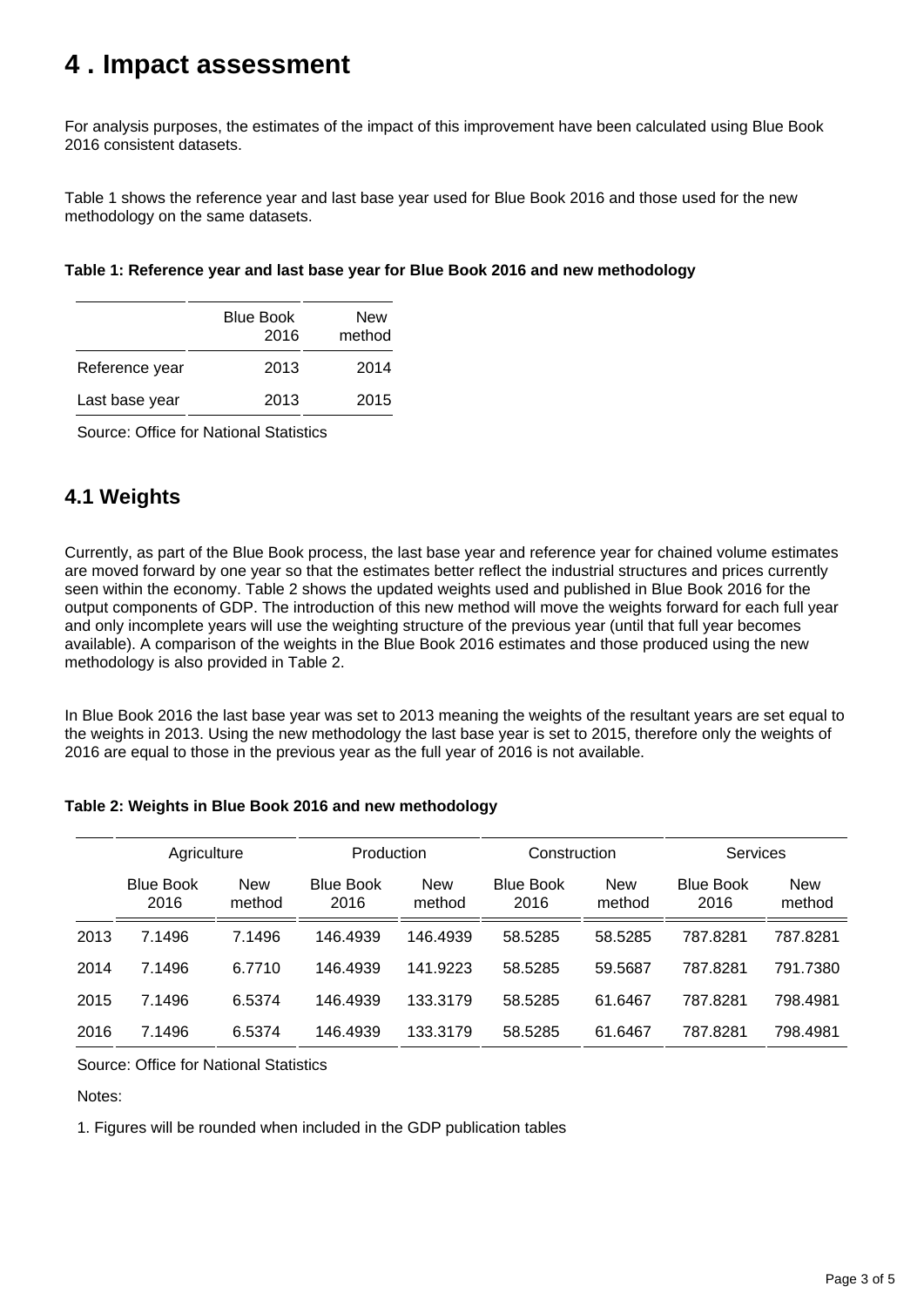# 4 . Impact assessment

For analysis purposes, the estimates of the impact of this improvement have been calculated using Blue Book 2016 consistent datasets.

Table 1 shows the reference year and last base year used for Blue Book 2016 and those used for the new methodology on the same datasets.

**Table 1: Reference year and last base year for Blue Book 2016 and new methodology**

| | Blue Book 2016 | New method |
|---|---|---|
| Reference year | 2013 | 2014 |
| Last base year | 2013 | 2015 |

Source: Office for National Statistics

## 4.1 Weights

Currently, as part of the Blue Book process, the last base year and reference year for chained volume estimates are moved forward by one year so that the estimates better reflect the industrial structures and prices currently seen within the economy. Table 2 shows the updated weights used and published in Blue Book 2016 for the output components of GDP. The introduction of this new method will move the weights forward for each full year and only incomplete years will use the weighting structure of the previous year (until that full year becomes available). A comparison of the weights in the Blue Book 2016 estimates and those produced using the new methodology is also provided in Table 2.

In Blue Book 2016 the last base year was set to 2013 meaning the weights of the resultant years are set equal to the weights in 2013. Using the new methodology the last base year is set to 2015, therefore only the weights of 2016 are equal to those in the previous year as the full year of 2016 is not available.

**Table 2: Weights in Blue Book 2016 and new methodology**

| | Agriculture | | Production | | Construction | | Services | |
|---|---|---|---|---|---|---|---|---|
| | Blue Book 2016 | New method | Blue Book 2016 | New method | Blue Book 2016 | New method | Blue Book 2016 | New method |
| 2013 | 7.1496 | 7.1496 | 146.4939 | 146.4939 | 58.5285 | 58.5285 | 787.8281 | 787.8281 |
| 2014 | 7.1496 | 6.7710 | 146.4939 | 141.9223 | 58.5285 | 59.5687 | 787.8281 | 791.7380 |
| 2015 | 7.1496 | 6.5374 | 146.4939 | 133.3179 | 58.5285 | 61.6467 | 787.8281 | 798.4981 |
| 2016 | 7.1496 | 6.5374 | 146.4939 | 133.3179 | 58.5285 | 61.6467 | 787.8281 | 798.4981 |

Source: Office for National Statistics

Notes:

1. Figures will be rounded when included in the GDP publication tables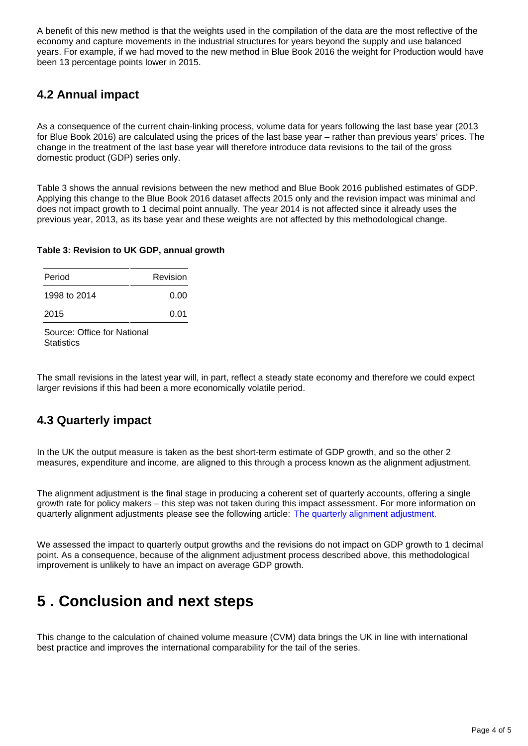A benefit of this new method is that the weights used in the compilation of the data are the most reflective of the economy and capture movements in the industrial structures for years beyond the supply and use balanced years. For example, if we had moved to the new method in Blue Book 2016 the weight for Production would have been 13 percentage points lower in 2015.

### 4.2 Annual impact

As a consequence of the current chain-linking process, volume data for years following the last base year (2013 for Blue Book 2016) are calculated using the prices of the last base year – rather than previous years' prices. The change in the treatment of the last base year will therefore introduce data revisions to the tail of the gross domestic product (GDP) series only.

Table 3 shows the annual revisions between the new method and Blue Book 2016 published estimates of GDP. Applying this change to the Blue Book 2016 dataset affects 2015 only and the revision impact was minimal and does not impact growth to 1 decimal point annually. The year 2014 is not affected since it already uses the previous year, 2013, as its base year and these weights are not affected by this methodological change.

**Table 3: Revision to UK GDP, annual growth**

| Period | Revision |
|---|---|
| 1998 to 2014 | 0.00 |
| 2015 | 0.01 |

Source: Office for National Statistics

The small revisions in the latest year will, in part, reflect a steady state economy and therefore we could expect larger revisions if this had been a more economically volatile period.

### 4.3 Quarterly impact

In the UK the output measure is taken as the best short-term estimate of GDP growth, and so the other 2 measures, expenditure and income, are aligned to this through a process known as the alignment adjustment.

The alignment adjustment is the final stage in producing a coherent set of quarterly accounts, offering a single growth rate for policy makers – this step was not taken during this impact assessment. For more information on quarterly alignment adjustments please see the following article: The quarterly alignment adjustment.

We assessed the impact to quarterly output growths and the revisions do not impact on GDP growth to 1 decimal point. As a consequence, because of the alignment adjustment process described above, this methodological improvement is unlikely to have an impact on average GDP growth.

## 5 . Conclusion and next steps

This change to the calculation of chained volume measure (CVM) data brings the UK in line with international best practice and improves the international comparability for the tail of the series.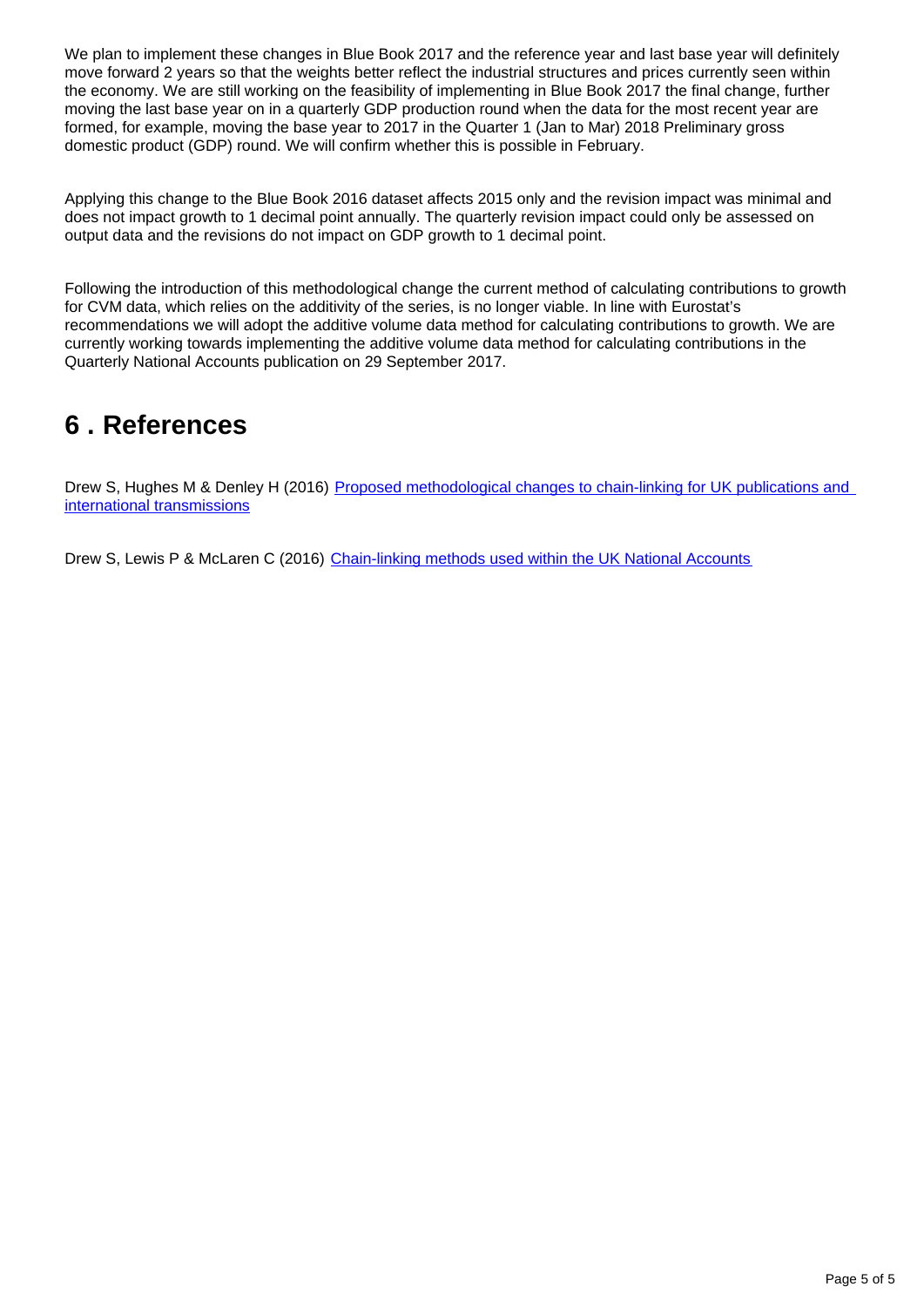We plan to implement these changes in Blue Book 2017 and the reference year and last base year will definitely move forward 2 years so that the weights better reflect the industrial structures and prices currently seen within the economy. We are still working on the feasibility of implementing in Blue Book 2017 the final change, further moving the last base year on in a quarterly GDP production round when the data for the most recent year are formed, for example, moving the base year to 2017 in the Quarter 1 (Jan to Mar) 2018 Preliminary gross domestic product (GDP) round. We will confirm whether this is possible in February.

Applying this change to the Blue Book 2016 dataset affects 2015 only and the revision impact was minimal and does not impact growth to 1 decimal point annually. The quarterly revision impact could only be assessed on output data and the revisions do not impact on GDP growth to 1 decimal point.

Following the introduction of this methodological change the current method of calculating contributions to growth for CVM data, which relies on the additivity of the series, is no longer viable. In line with Eurostat's recommendations we will adopt the additive volume data method for calculating contributions to growth. We are currently working towards implementing the additive volume data method for calculating contributions in the Quarterly National Accounts publication on 29 September 2017.

## 6 . References

Drew S, Hughes M & Denley H (2016) [Proposed methodological changes to chain-linking for UK publications and international transmissions]()

Drew S, Lewis P & McLaren C (2016) [Chain-linking methods used within the UK National Accounts]()